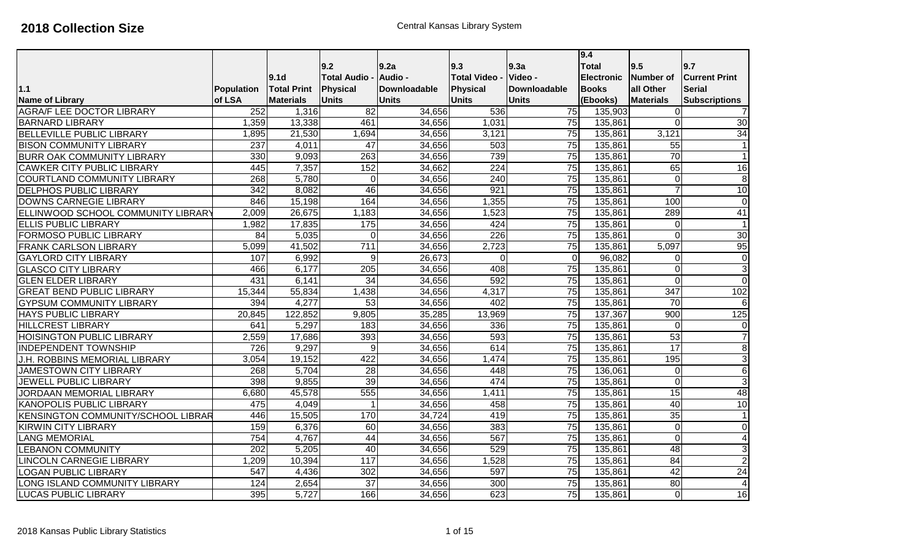# 2018 Collection Size

Central Kansas Library System

| 1.1<br>Name of Library | Population of LSA | 9.1d<br>Total Print Materials | 9.2<br>Total Audio - Physical Units | 9.2a<br>Audio - Downloadable Units | 9.3<br>Total Video - Physical Units | 9.3a<br>Video - Downloadable Units | 9.4<br>Total Electronic Books (Ebooks) | 9.5<br>Number of all Other Materials | 9.7<br>Current Print Serial Subscriptions |
|---|---|---|---|---|---|---|---|---|---|
| AGRA/F LEE DOCTOR LIBRARY | 252 | 1,316 | 82 | 34,656 | 536 | 75 | 135,903 | 0 | 7 |
| BARNARD LIBRARY | 1,359 | 13,338 | 461 | 34,656 | 1,031 | 75 | 135,861 | 0 | 30 |
| BELLEVILLE PUBLIC LIBRARY | 1,895 | 21,530 | 1,694 | 34,656 | 3,121 | 75 | 135,861 | 3,121 | 34 |
| BISON COMMUNITY LIBRARY | 237 | 4,011 | 47 | 34,656 | 503 | 75 | 135,861 | 55 | 1 |
| BURR OAK COMMUNITY LIBRARY | 330 | 9,093 | 263 | 34,656 | 739 | 75 | 135,861 | 70 | 1 |
| CAWKER CITY PUBLIC LIBRARY | 445 | 7,357 | 152 | 34,662 | 224 | 75 | 135,861 | 65 | 16 |
| COURTLAND COMMUNITY LIBRARY | 268 | 5,780 | 0 | 34,656 | 240 | 75 | 135,861 | 0 | 8 |
| DELPHOS PUBLIC LIBRARY | 342 | 8,082 | 46 | 34,656 | 921 | 75 | 135,861 | 7 | 10 |
| DOWNS CARNEGIE LIBRARY | 846 | 15,198 | 164 | 34,656 | 1,355 | 75 | 135,861 | 100 | 0 |
| ELLINWOOD SCHOOL COMMUNITY LIBRARY | 2,009 | 26,675 | 1,183 | 34,656 | 1,523 | 75 | 135,861 | 289 | 41 |
| ELLIS PUBLIC LIBRARY | 1,982 | 17,835 | 175 | 34,656 | 424 | 75 | 135,861 | 0 | 1 |
| FORMOSO PUBLIC LIBRARY | 84 | 5,035 | 0 | 34,656 | 226 | 75 | 135,861 | 0 | 30 |
| FRANK CARLSON LIBRARY | 5,099 | 41,502 | 711 | 34,656 | 2,723 | 75 | 135,861 | 5,097 | 95 |
| GAYLORD CITY LIBRARY | 107 | 6,992 | 9 | 26,673 | 0 | 0 | 96,082 | 0 | 0 |
| GLASCO CITY LIBRARY | 466 | 6,177 | 205 | 34,656 | 408 | 75 | 135,861 | 0 | 3 |
| GLEN ELDER LIBRARY | 431 | 6,141 | 34 | 34,656 | 592 | 75 | 135,861 | 0 | 0 |
| GREAT BEND PUBLIC LIBRARY | 15,344 | 55,834 | 1,438 | 34,656 | 4,317 | 75 | 135,861 | 347 | 102 |
| GYPSUM COMMUNITY LIBRARY | 394 | 4,277 | 53 | 34,656 | 402 | 75 | 135,861 | 70 | 6 |
| HAYS PUBLIC LIBRARY | 20,845 | 122,852 | 9,805 | 35,285 | 13,969 | 75 | 137,367 | 900 | 125 |
| HILLCREST LIBRARY | 641 | 5,297 | 183 | 34,656 | 336 | 75 | 135,861 | 0 | 0 |
| HOISINGTON PUBLIC LIBRARY | 2,559 | 17,686 | 393 | 34,656 | 593 | 75 | 135,861 | 53 | 7 |
| INDEPENDENT TOWNSHIP | 726 | 9,297 | 9 | 34,656 | 614 | 75 | 135,861 | 17 | 8 |
| J.H. ROBBINS MEMORIAL LIBRARY | 3,054 | 19,152 | 422 | 34,656 | 1,474 | 75 | 135,861 | 195 | 3 |
| JAMESTOWN CITY LIBRARY | 268 | 5,704 | 28 | 34,656 | 448 | 75 | 136,061 | 0 | 6 |
| JEWELL PUBLIC LIBRARY | 398 | 9,855 | 39 | 34,656 | 474 | 75 | 135,861 | 0 | 3 |
| JORDAAN MEMORIAL LIBRARY | 6,680 | 45,578 | 555 | 34,656 | 1,411 | 75 | 135,861 | 15 | 48 |
| KANOPOLIS PUBLIC LIBRARY | 475 | 4,049 | 1 | 34,656 | 458 | 75 | 135,861 | 40 | 10 |
| KENSINGTON COMMUNITY/SCHOOL LIBRAR | 446 | 15,505 | 170 | 34,724 | 419 | 75 | 135,861 | 35 | 1 |
| KIRWIN CITY LIBRARY | 159 | 6,376 | 60 | 34,656 | 383 | 75 | 135,861 | 0 | 0 |
| LANG MEMORIAL | 754 | 4,767 | 44 | 34,656 | 567 | 75 | 135,861 | 0 | 4 |
| LEBANON COMMUNITY | 202 | 5,205 | 40 | 34,656 | 529 | 75 | 135,861 | 48 | 3 |
| LINCOLN CARNEGIE LIBRARY | 1,209 | 10,394 | 117 | 34,656 | 1,528 | 75 | 135,861 | 84 | 2 |
| LOGAN PUBLIC LIBRARY | 547 | 4,436 | 302 | 34,656 | 597 | 75 | 135,861 | 42 | 24 |
| LONG ISLAND COMMUNITY LIBRARY | 124 | 2,654 | 37 | 34,656 | 300 | 75 | 135,861 | 80 | 4 |
| LUCAS PUBLIC LIBRARY | 395 | 5,727 | 166 | 34,656 | 623 | 75 | 135,861 | 0 | 16 |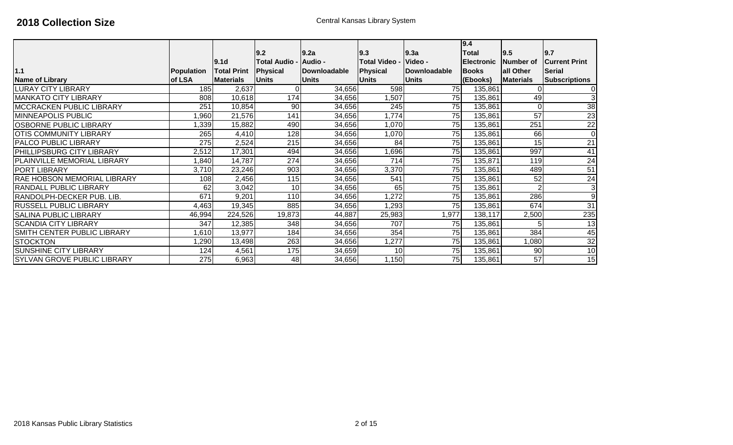# 2018 Collection Size

Central Kansas Library System

| 1.1 Name of Library | Population of LSA | 9.1d Total Print Materials | 9.2 Total Audio - Physical Units | 9.2a Audio - Downloadable Units | 9.3 Total Video - Physical Units | 9.3a Video - Downloadable Units | 9.4 Total Electronic Books (Ebooks) | 9.5 Number of all Other Materials | 9.7 Current Print Serial Subscriptions |
|---|---|---|---|---|---|---|---|---|---|
| LURAY CITY LIBRARY | 185 | 2,637 | 0 | 34,656 | 598 | 75 | 135,861 | 0 | 0 |
| MANKATO CITY LIBRARY | 808 | 10,618 | 174 | 34,656 | 1,507 | 75 | 135,861 | 49 | 3 |
| MCCRACKEN PUBLIC LIBRARY | 251 | 10,854 | 90 | 34,656 | 245 | 75 | 135,861 | 0 | 38 |
| MINNEAPOLIS PUBLIC | 1,960 | 21,576 | 141 | 34,656 | 1,774 | 75 | 135,861 | 57 | 23 |
| OSBORNE PUBLIC LIBRARY | 1,339 | 15,882 | 490 | 34,656 | 1,070 | 75 | 135,861 | 251 | 22 |
| OTIS COMMUNITY LIBRARY | 265 | 4,410 | 128 | 34,656 | 1,070 | 75 | 135,861 | 66 | 0 |
| PALCO PUBLIC LIBRARY | 275 | 2,524 | 215 | 34,656 | 84 | 75 | 135,861 | 15 | 21 |
| PHILLIPSBURG CITY LIBRARY | 2,512 | 17,301 | 494 | 34,656 | 1,696 | 75 | 135,861 | 997 | 41 |
| PLAINVILLE MEMORIAL LIBRARY | 1,840 | 14,787 | 274 | 34,656 | 714 | 75 | 135,871 | 119 | 24 |
| PORT LIBRARY | 3,710 | 23,246 | 903 | 34,656 | 3,370 | 75 | 135,861 | 489 | 51 |
| RAE HOBSON MEMORIAL LIBRARY | 108 | 2,456 | 115 | 34,656 | 541 | 75 | 135,861 | 52 | 24 |
| RANDALL PUBLIC LIBRARY | 62 | 3,042 | 10 | 34,656 | 65 | 75 | 135,861 | 2 | 3 |
| RANDOLPH-DECKER PUB. LIB. | 671 | 9,201 | 110 | 34,656 | 1,272 | 75 | 135,861 | 286 | 9 |
| RUSSELL PUBLIC LIBRARY | 4,463 | 19,345 | 885 | 34,656 | 1,293 | 75 | 135,861 | 674 | 31 |
| SALINA PUBLIC LIBRARY | 46,994 | 224,526 | 19,873 | 44,887 | 25,983 | 1,977 | 138,117 | 2,500 | 235 |
| SCANDIA CITY LIBRARY | 347 | 12,385 | 348 | 34,656 | 707 | 75 | 135,861 | 5 | 13 |
| SMITH CENTER PUBLIC LIBRARY | 1,610 | 13,977 | 184 | 34,656 | 354 | 75 | 135,861 | 384 | 45 |
| STOCKTON | 1,290 | 13,498 | 263 | 34,656 | 1,277 | 75 | 135,861 | 1,080 | 32 |
| SUNSHINE CITY LIBRARY | 124 | 4,561 | 175 | 34,659 | 10 | 75 | 135,861 | 90 | 10 |
| SYLVAN GROVE PUBLIC LIBRARY | 275 | 6,963 | 48 | 34,656 | 1,150 | 75 | 135,861 | 57 | 15 |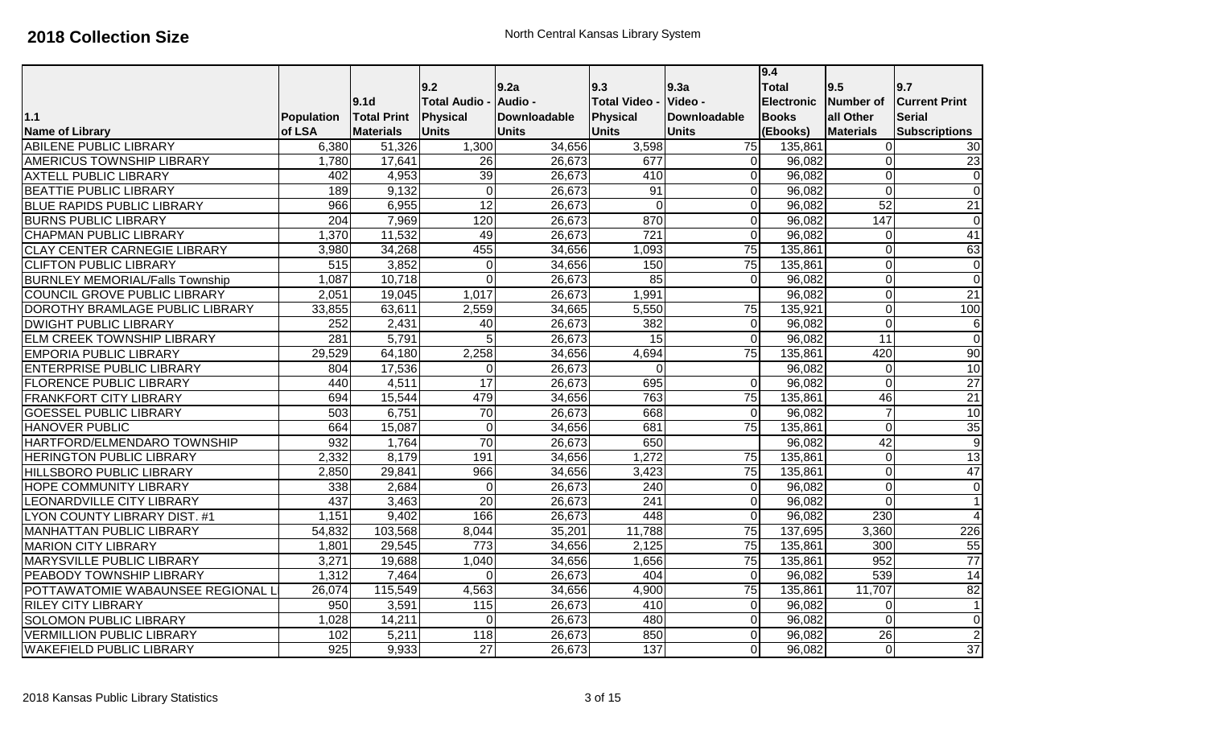# 2018 Collection Size

North Central Kansas Library System

| 1.1 Name of Library | Population of LSA | 9.1d Total Print Materials | 9.2 Total Audio - Physical Units | 9.2a Audio - Downloadable Units | 9.3 Total Video - Physical Units | 9.3a Video - Downloadable Units | 9.4 Total Electronic Books (Ebooks) | 9.5 Number of all Other Materials | 9.7 Current Print Serial Subscriptions |
|---|---|---|---|---|---|---|---|---|---|
| ABILENE PUBLIC LIBRARY | 6,380 | 51,326 | 1,300 | 34,656 | 3,598 | 75 | 135,861 | 0 | 30 |
| AMERICUS TOWNSHIP LIBRARY | 1,780 | 17,641 | 26 | 26,673 | 677 | 0 | 96,082 | 0 | 23 |
| AXTELL PUBLIC LIBRARY | 402 | 4,953 | 39 | 26,673 | 410 | 0 | 96,082 | 0 | 0 |
| BEATTIE PUBLIC LIBRARY | 189 | 9,132 | 0 | 26,673 | 91 | 0 | 96,082 | 0 | 0 |
| BLUE RAPIDS PUBLIC LIBRARY | 966 | 6,955 | 12 | 26,673 | 0 | 0 | 96,082 | 52 | 21 |
| BURNS PUBLIC LIBRARY | 204 | 7,969 | 120 | 26,673 | 870 | 0 | 96,082 | 147 | 0 |
| CHAPMAN PUBLIC LIBRARY | 1,370 | 11,532 | 49 | 26,673 | 721 | 0 | 96,082 | 0 | 41 |
| CLAY CENTER CARNEGIE LIBRARY | 3,980 | 34,268 | 455 | 34,656 | 1,093 | 75 | 135,861 | 0 | 63 |
| CLIFTON PUBLIC LIBRARY | 515 | 3,852 | 0 | 34,656 | 150 | 75 | 135,861 | 0 | 0 |
| BURNLEY MEMORIAL/Falls Township | 1,087 | 10,718 | 0 | 26,673 | 85 | 0 | 96,082 | 0 | 0 |
| COUNCIL GROVE PUBLIC LIBRARY | 2,051 | 19,045 | 1,017 | 26,673 | 1,991 | | 96,082 | 0 | 21 |
| DOROTHY BRAMLAGE PUBLIC LIBRARY | 33,855 | 63,611 | 2,559 | 34,665 | 5,550 | 75 | 135,921 | 0 | 100 |
| DWIGHT PUBLIC LIBRARY | 252 | 2,431 | 40 | 26,673 | 382 | 0 | 96,082 | 0 | 6 |
| ELM CREEK TOWNSHIP LIBRARY | 281 | 5,791 | 5 | 26,673 | 15 | 0 | 96,082 | 11 | 0 |
| EMPORIA PUBLIC LIBRARY | 29,529 | 64,180 | 2,258 | 34,656 | 4,694 | 75 | 135,861 | 420 | 90 |
| ENTERPRISE PUBLIC LIBRARY | 804 | 17,536 | 0 | 26,673 | 0 | | 96,082 | 0 | 10 |
| FLORENCE PUBLIC LIBRARY | 440 | 4,511 | 17 | 26,673 | 695 | 0 | 96,082 | 0 | 27 |
| FRANKFORT CITY LIBRARY | 694 | 15,544 | 479 | 34,656 | 763 | 75 | 135,861 | 46 | 21 |
| GOESSEL PUBLIC LIBRARY | 503 | 6,751 | 70 | 26,673 | 668 | 0 | 96,082 | 7 | 10 |
| HANOVER PUBLIC | 664 | 15,087 | 0 | 34,656 | 681 | 75 | 135,861 | 0 | 35 |
| HARTFORD/ELMENDARO TOWNSHIP | 932 | 1,764 | 70 | 26,673 | 650 | | 96,082 | 42 | 9 |
| HERINGTON PUBLIC LIBRARY | 2,332 | 8,179 | 191 | 34,656 | 1,272 | 75 | 135,861 | 0 | 13 |
| HILLSBORO PUBLIC LIBRARY | 2,850 | 29,841 | 966 | 34,656 | 3,423 | 75 | 135,861 | 0 | 47 |
| HOPE COMMUNITY LIBRARY | 338 | 2,684 | 0 | 26,673 | 240 | 0 | 96,082 | 0 | 0 |
| LEONARDVILLE CITY LIBRARY | 437 | 3,463 | 20 | 26,673 | 241 | 0 | 96,082 | 0 | 1 |
| LYON COUNTY LIBRARY DIST. #1 | 1,151 | 9,402 | 166 | 26,673 | 448 | 0 | 96,082 | 230 | 4 |
| MANHATTAN PUBLIC LIBRARY | 54,832 | 103,568 | 8,044 | 35,201 | 11,788 | 75 | 137,695 | 3,360 | 226 |
| MARION CITY LIBRARY | 1,801 | 29,545 | 773 | 34,656 | 2,125 | 75 | 135,861 | 300 | 55 |
| MARYSVILLE PUBLIC LIBRARY | 3,271 | 19,688 | 1,040 | 34,656 | 1,656 | 75 | 135,861 | 952 | 77 |
| PEABODY TOWNSHIP LIBRARY | 1,312 | 7,464 | 0 | 26,673 | 404 | 0 | 96,082 | 539 | 14 |
| POTTAWATOMIE WABAUNSEE REGIONAL L | 26,074 | 115,549 | 4,563 | 34,656 | 4,900 | 75 | 135,861 | 11,707 | 82 |
| RILEY CITY LIBRARY | 950 | 3,591 | 115 | 26,673 | 410 | 0 | 96,082 | 0 | 1 |
| SOLOMON PUBLIC LIBRARY | 1,028 | 14,211 | 0 | 26,673 | 480 | 0 | 96,082 | 0 | 0 |
| VERMILLION PUBLIC LIBRARY | 102 | 5,211 | 118 | 26,673 | 850 | 0 | 96,082 | 26 | 2 |
| WAKEFIELD PUBLIC LIBRARY | 925 | 9,933 | 27 | 26,673 | 137 | 0 | 96,082 | 0 | 37 |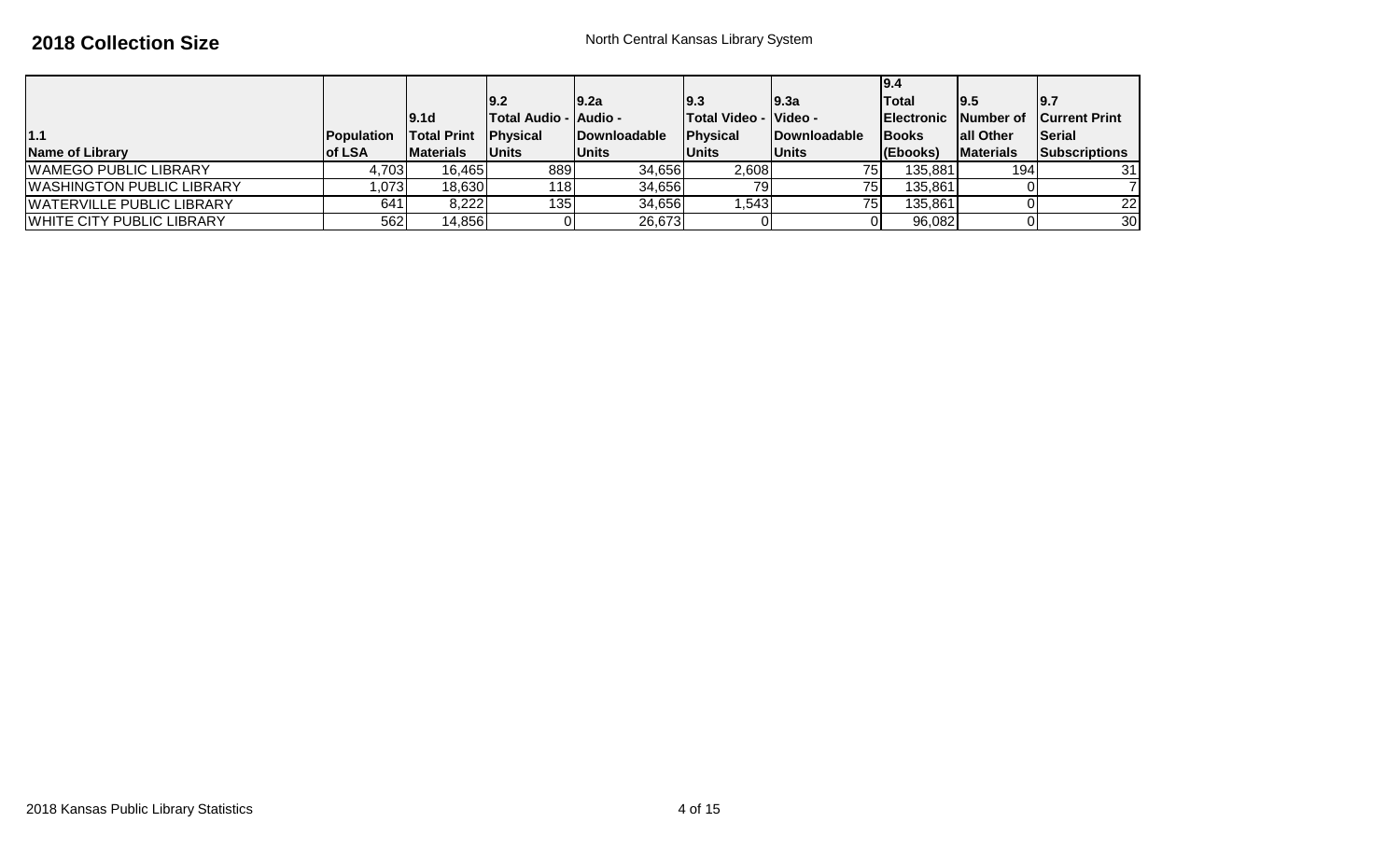## 2018 Collection Size

North Central Kansas Library System

| 1.1 Name of Library | Population of LSA | 9.1d Total Print Materials | 9.2 Total Audio - Physical Units | 9.2a Audio - Downloadable Units | 9.3 Total Video - Physical Units | 9.3a Video - Downloadable Units | 9.4 Total Electronic Books (Ebooks) | 9.5 Number of all Other Materials | 9.7 Current Print Serial Subscriptions |
|---|---|---|---|---|---|---|---|---|---|
| WAMEGO PUBLIC LIBRARY | 4,703 | 16,465 | 889 | 34,656 | 2,608 | 75 | 135,881 | 194 | 31 |
| WASHINGTON PUBLIC LIBRARY | 1,073 | 18,630 | 118 | 34,656 | 79 | 75 | 135,861 | 0 | 7 |
| WATERVILLE PUBLIC LIBRARY | 641 | 8,222 | 135 | 34,656 | 1,543 | 75 | 135,861 | 0 | 22 |
| WHITE CITY PUBLIC LIBRARY | 562 | 14,856 | 0 | 26,673 | 0 | 0 | 96,082 | 0 | 30 |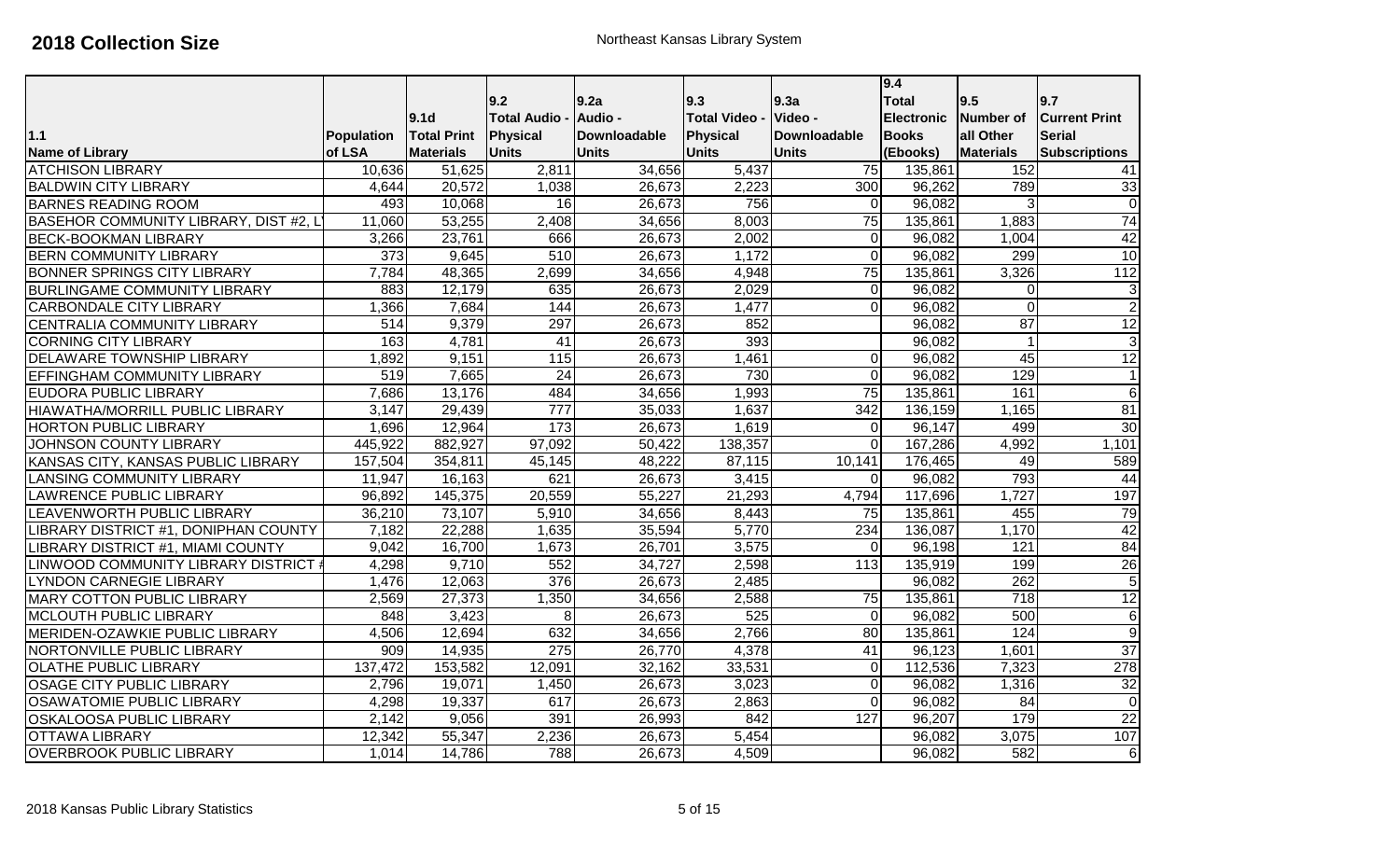# 2018 Collection Size

Northeast Kansas Library System

| 1.1<br>Name of Library | Population of LSA | 9.1d<br>Total Print Materials | 9.2<br>Total Audio - Physical Units | 9.2a<br>Audio - Downloadable Units | 9.3<br>Total Video - Physical Units | 9.3a<br>Video - Downloadable Units | 9.4<br>Total Electronic Books (Ebooks) | 9.5<br>Number of all Other Materials | 9.7<br>Current Print Serial Subscriptions |
|---|---|---|---|---|---|---|---|---|---|
| ATCHISON LIBRARY | 10,636 | 51,625 | 2,811 | 34,656 | 5,437 | 75 | 135,861 | 152 | 41 |
| BALDWIN CITY LIBRARY | 4,644 | 20,572 | 1,038 | 26,673 | 2,223 | 300 | 96,262 | 789 | 33 |
| BARNES READING ROOM | 493 | 10,068 | 16 | 26,673 | 756 | 0 | 96,082 | 3 | 0 |
| BASEHOR COMMUNITY LIBRARY, DIST #2, L | 11,060 | 53,255 | 2,408 | 34,656 | 8,003 | 75 | 135,861 | 1,883 | 74 |
| BECK-BOOKMAN LIBRARY | 3,266 | 23,761 | 666 | 26,673 | 2,002 | 0 | 96,082 | 1,004 | 42 |
| BERN COMMUNITY LIBRARY | 373 | 9,645 | 510 | 26,673 | 1,172 | 0 | 96,082 | 299 | 10 |
| BONNER SPRINGS CITY LIBRARY | 7,784 | 48,365 | 2,699 | 34,656 | 4,948 | 75 | 135,861 | 3,326 | 112 |
| BURLINGAME COMMUNITY LIBRARY | 883 | 12,179 | 635 | 26,673 | 2,029 | 0 | 96,082 | 0 | 3 |
| CARBONDALE CITY LIBRARY | 1,366 | 7,684 | 144 | 26,673 | 1,477 | 0 | 96,082 | 0 | 2 |
| CENTRALIA COMMUNITY LIBRARY | 514 | 9,379 | 297 | 26,673 | 852 | | 96,082 | 87 | 12 |
| CORNING CITY LIBRARY | 163 | 4,781 | 41 | 26,673 | 393 | | 96,082 | 1 | 3 |
| DELAWARE TOWNSHIP LIBRARY | 1,892 | 9,151 | 115 | 26,673 | 1,461 | 0 | 96,082 | 45 | 12 |
| EFFINGHAM COMMUNITY LIBRARY | 519 | 7,665 | 24 | 26,673 | 730 | 0 | 96,082 | 129 | 1 |
| EUDORA PUBLIC LIBRARY | 7,686 | 13,176 | 484 | 34,656 | 1,993 | 75 | 135,861 | 161 | 6 |
| HIAWATHA/MORRILL PUBLIC LIBRARY | 3,147 | 29,439 | 777 | 35,033 | 1,637 | 342 | 136,159 | 1,165 | 81 |
| HORTON PUBLIC LIBRARY | 1,696 | 12,964 | 173 | 26,673 | 1,619 | 0 | 96,147 | 499 | 30 |
| JOHNSON COUNTY LIBRARY | 445,922 | 882,927 | 97,092 | 50,422 | 138,357 | 0 | 167,286 | 4,992 | 1,101 |
| KANSAS CITY, KANSAS PUBLIC LIBRARY | 157,504 | 354,811 | 45,145 | 48,222 | 87,115 | 10,141 | 176,465 | 49 | 589 |
| LANSING COMMUNITY LIBRARY | 11,947 | 16,163 | 621 | 26,673 | 3,415 | 0 | 96,082 | 793 | 44 |
| LAWRENCE PUBLIC LIBRARY | 96,892 | 145,375 | 20,559 | 55,227 | 21,293 | 4,794 | 117,696 | 1,727 | 197 |
| LEAVENWORTH PUBLIC LIBRARY | 36,210 | 73,107 | 5,910 | 34,656 | 8,443 | 75 | 135,861 | 455 | 79 |
| LIBRARY DISTRICT #1, DONIPHAN COUNTY | 7,182 | 22,288 | 1,635 | 35,594 | 5,770 | 234 | 136,087 | 1,170 | 42 |
| LIBRARY DISTRICT #1, MIAMI COUNTY | 9,042 | 16,700 | 1,673 | 26,701 | 3,575 | 0 | 96,198 | 121 | 84 |
| LINWOOD COMMUNITY LIBRARY DISTRICT # | 4,298 | 9,710 | 552 | 34,727 | 2,598 | 113 | 135,919 | 199 | 26 |
| LYNDON CARNEGIE LIBRARY | 1,476 | 12,063 | 376 | 26,673 | 2,485 | | 96,082 | 262 | 5 |
| MARY COTTON PUBLIC LIBRARY | 2,569 | 27,373 | 1,350 | 34,656 | 2,588 | 75 | 135,861 | 718 | 12 |
| MCLOUTH PUBLIC LIBRARY | 848 | 3,423 | 8 | 26,673 | 525 | 0 | 96,082 | 500 | 6 |
| MERIDEN-OZAWKIE PUBLIC LIBRARY | 4,506 | 12,694 | 632 | 34,656 | 2,766 | 80 | 135,861 | 124 | 9 |
| NORTONVILLE PUBLIC LIBRARY | 909 | 14,935 | 275 | 26,770 | 4,378 | 41 | 96,123 | 1,601 | 37 |
| OLATHE PUBLIC LIBRARY | 137,472 | 153,582 | 12,091 | 32,162 | 33,531 | 0 | 112,536 | 7,323 | 278 |
| OSAGE CITY PUBLIC LIBRARY | 2,796 | 19,071 | 1,450 | 26,673 | 3,023 | 0 | 96,082 | 1,316 | 32 |
| OSAWATOMIE PUBLIC LIBRARY | 4,298 | 19,337 | 617 | 26,673 | 2,863 | 0 | 96,082 | 84 | 0 |
| OSKALOOSA PUBLIC LIBRARY | 2,142 | 9,056 | 391 | 26,993 | 842 | 127 | 96,207 | 179 | 22 |
| OTTAWA LIBRARY | 12,342 | 55,347 | 2,236 | 26,673 | 5,454 | | 96,082 | 3,075 | 107 |
| OVERBROOK PUBLIC LIBRARY | 1,014 | 14,786 | 788 | 26,673 | 4,509 | | 96,082 | 582 | 6 |

2018 Kansas Public Library Statistics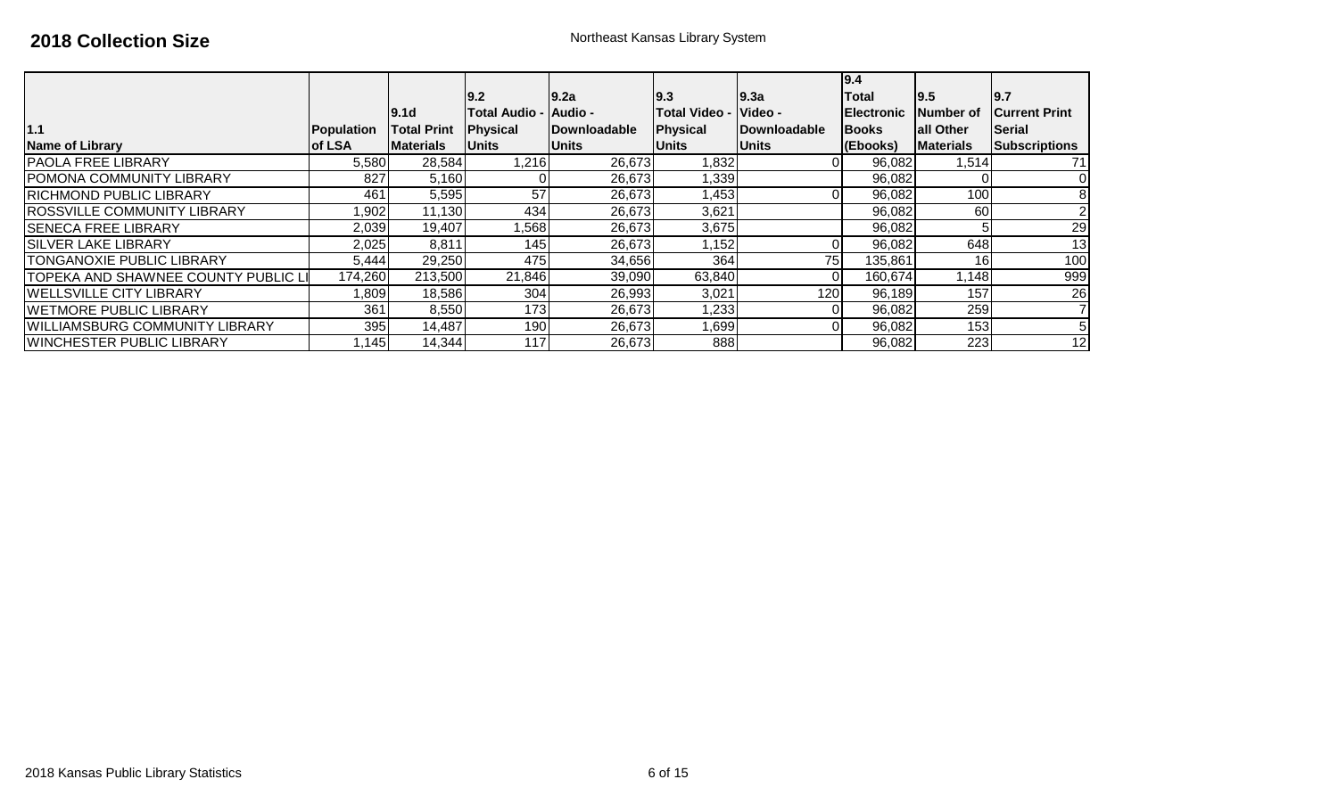# 2018 Collection Size

Northeast Kansas Library System

| 1.1 Name of Library | Population of LSA | 9.1d Total Print Materials | 9.2 Total Audio - Physical Units | 9.2a Audio - Downloadable Units | 9.3 Total Video - Physical Units | 9.3a Video - Downloadable Units | 9.4 Total Electronic Books (Ebooks) | 9.5 Number of all Other Materials | 9.7 Current Print Serial Subscriptions |
|---|---|---|---|---|---|---|---|---|---|
| PAOLA FREE LIBRARY | 5,580 | 28,584 | 1,216 | 26,673 | 1,832 | 0 | 96,082 | 1,514 | 71 |
| POMONA COMMUNITY LIBRARY | 827 | 5,160 | 0 | 26,673 | 1,339 | | 96,082 | 0 | 0 |
| RICHMOND PUBLIC LIBRARY | 461 | 5,595 | 57 | 26,673 | 1,453 | 0 | 96,082 | 100 | 8 |
| ROSSVILLE COMMUNITY LIBRARY | 1,902 | 11,130 | 434 | 26,673 | 3,621 | | 96,082 | 60 | 2 |
| SENECA FREE LIBRARY | 2,039 | 19,407 | 1,568 | 26,673 | 3,675 | | 96,082 | 5 | 29 |
| SILVER LAKE LIBRARY | 2,025 | 8,811 | 145 | 26,673 | 1,152 | 0 | 96,082 | 648 | 13 |
| TONGANOXIE PUBLIC LIBRARY | 5,444 | 29,250 | 475 | 34,656 | 364 | 75 | 135,861 | 16 | 100 |
| TOPEKA AND SHAWNEE COUNTY PUBLIC LI | 174,260 | 213,500 | 21,846 | 39,090 | 63,840 | 0 | 160,674 | 1,148 | 999 |
| WELLSVILLE CITY LIBRARY | 1,809 | 18,586 | 304 | 26,993 | 3,021 | 120 | 96,189 | 157 | 26 |
| WETMORE PUBLIC LIBRARY | 361 | 8,550 | 173 | 26,673 | 1,233 | 0 | 96,082 | 259 | 7 |
| WILLIAMSBURG COMMUNITY LIBRARY | 395 | 14,487 | 190 | 26,673 | 1,699 | 0 | 96,082 | 153 | 5 |
| WINCHESTER PUBLIC LIBRARY | 1,145 | 14,344 | 117 | 26,673 | 888 | | 96,082 | 223 | 12 |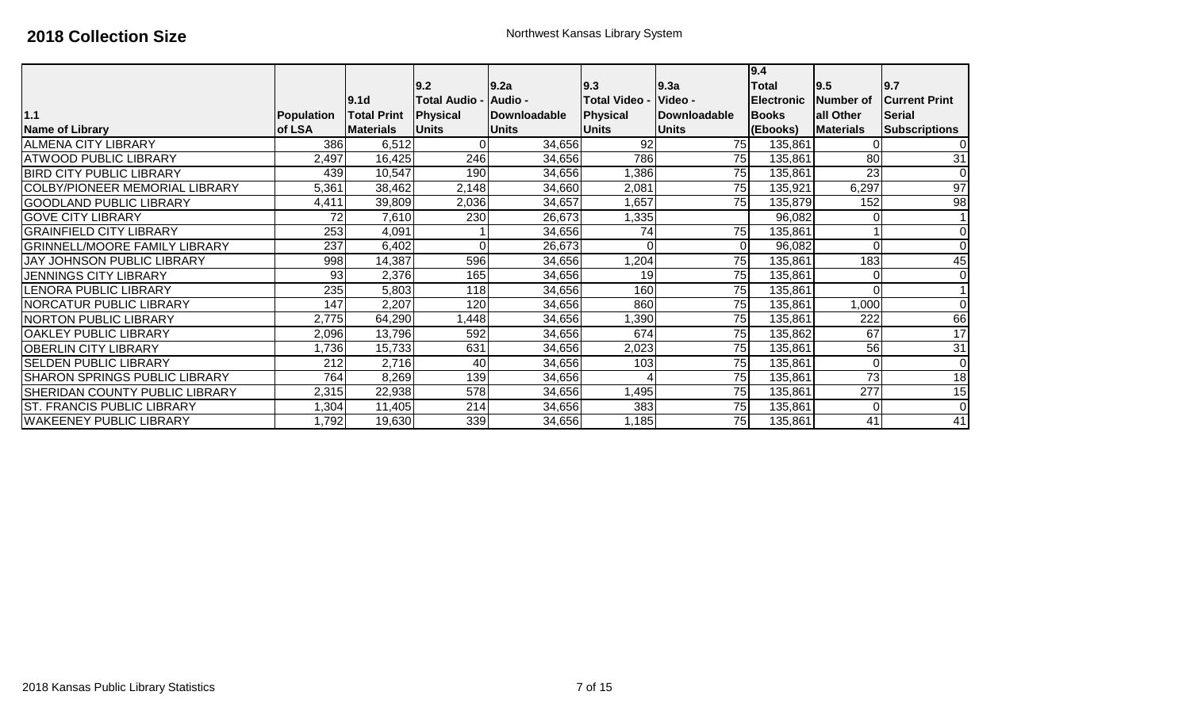# 2018 Collection Size

Northwest Kansas Library System

| 1.1 Name of Library | Population of LSA | 9.1d Total Print Materials | 9.2 Total Audio - Physical Units | 9.2a Audio - Downloadable Units | 9.3 Total Video - Physical Units | 9.3a Video - Downloadable Units | 9.4 Total Electronic Books (Ebooks) | 9.5 Number of all Other Materials | 9.7 Current Print Serial Subscriptions |
|---|---|---|---|---|---|---|---|---|---|
| ALMENA CITY LIBRARY | 386 | 6,512 | 0 | 34,656 | 92 | 75 | 135,861 | 0 | 0 |
| ATWOOD PUBLIC LIBRARY | 2,497 | 16,425 | 246 | 34,656 | 786 | 75 | 135,861 | 80 | 31 |
| BIRD CITY PUBLIC LIBRARY | 439 | 10,547 | 190 | 34,656 | 1,386 | 75 | 135,861 | 23 | 0 |
| COLBY/PIONEER MEMORIAL LIBRARY | 5,361 | 38,462 | 2,148 | 34,660 | 2,081 | 75 | 135,921 | 6,297 | 97 |
| GOODLAND PUBLIC LIBRARY | 4,411 | 39,809 | 2,036 | 34,657 | 1,657 | 75 | 135,879 | 152 | 98 |
| GOVE CITY LIBRARY | 72 | 7,610 | 230 | 26,673 | 1,335 | | 96,082 | 0 | 1 |
| GRAINFIELD CITY LIBRARY | 253 | 4,091 | 1 | 34,656 | 74 | 75 | 135,861 | 1 | 0 |
| GRINNELL/MOORE FAMILY LIBRARY | 237 | 6,402 | 0 | 26,673 | 0 | 0 | 96,082 | 0 | 0 |
| JAY JOHNSON PUBLIC LIBRARY | 998 | 14,387 | 596 | 34,656 | 1,204 | 75 | 135,861 | 183 | 45 |
| JENNINGS CITY LIBRARY | 93 | 2,376 | 165 | 34,656 | 19 | 75 | 135,861 | 0 | 0 |
| LENORA PUBLIC LIBRARY | 235 | 5,803 | 118 | 34,656 | 160 | 75 | 135,861 | 0 | 1 |
| NORCATUR PUBLIC LIBRARY | 147 | 2,207 | 120 | 34,656 | 860 | 75 | 135,861 | 1,000 | 0 |
| NORTON PUBLIC LIBRARY | 2,775 | 64,290 | 1,448 | 34,656 | 1,390 | 75 | 135,861 | 222 | 66 |
| OAKLEY PUBLIC LIBRARY | 2,096 | 13,796 | 592 | 34,656 | 674 | 75 | 135,862 | 67 | 17 |
| OBERLIN CITY LIBRARY | 1,736 | 15,733 | 631 | 34,656 | 2,023 | 75 | 135,861 | 56 | 31 |
| SELDEN PUBLIC LIBRARY | 212 | 2,716 | 40 | 34,656 | 103 | 75 | 135,861 | 0 | 0 |
| SHARON SPRINGS PUBLIC LIBRARY | 764 | 8,269 | 139 | 34,656 | 4 | 75 | 135,861 | 73 | 18 |
| SHERIDAN COUNTY PUBLIC LIBRARY | 2,315 | 22,938 | 578 | 34,656 | 1,495 | 75 | 135,861 | 277 | 15 |
| ST. FRANCIS PUBLIC LIBRARY | 1,304 | 11,405 | 214 | 34,656 | 383 | 75 | 135,861 | 0 | 0 |
| WAKEENEY PUBLIC LIBRARY | 1,792 | 19,630 | 339 | 34,656 | 1,185 | 75 | 135,861 | 41 | 41 |

2018 Kansas Public Library Statistics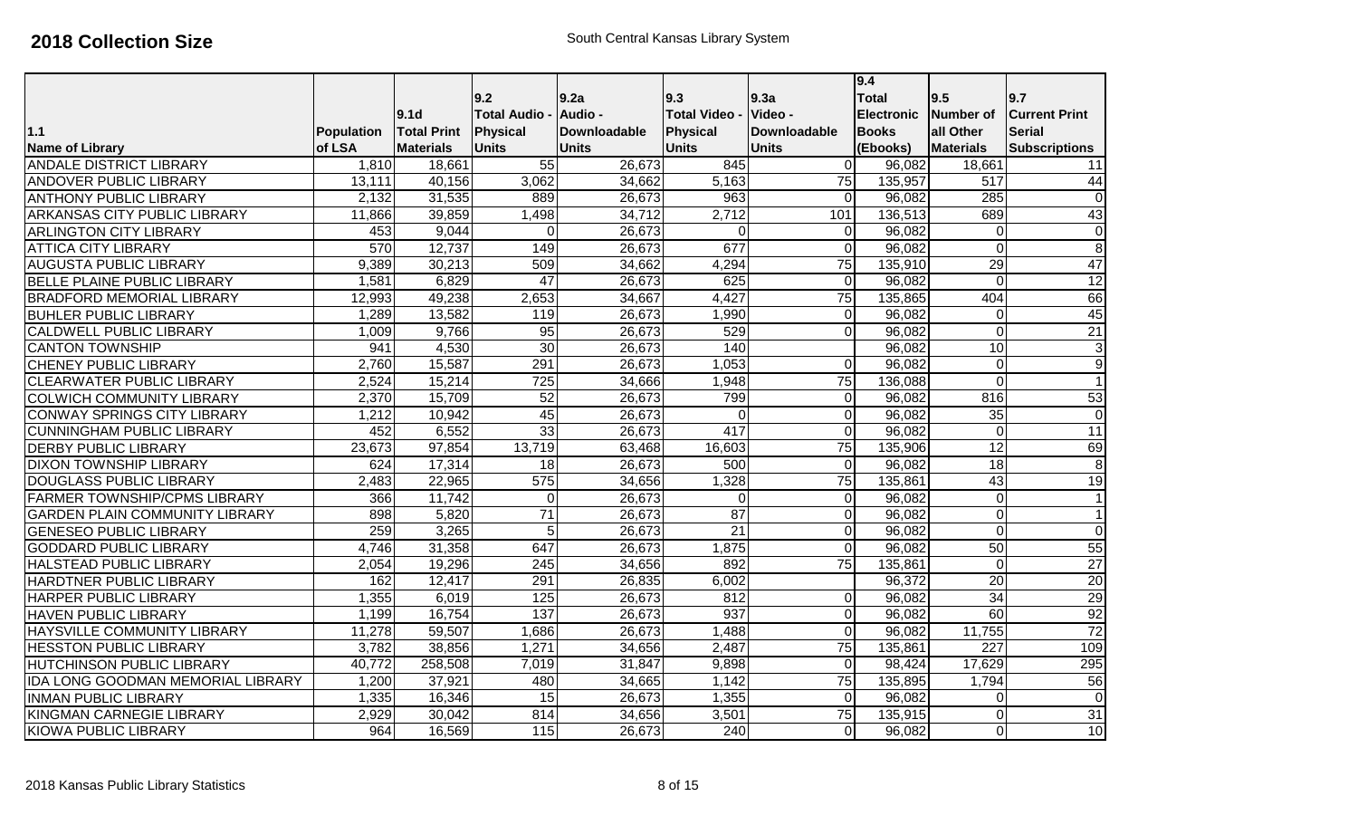# 2018 Collection Size

South Central Kansas Library System

| 1.1<br>Name of Library | Population of LSA | 9.1d<br>Total Print Materials | 9.2<br>Total Audio - Physical Units | 9.2a<br>Audio - Downloadable Units | 9.3<br>Total Video - Physical Units | 9.3a<br>Video - Downloadable Units | 9.4<br>Total Electronic Books (Ebooks) | 9.5<br>Number of all Other Materials | 9.7<br>Current Print Serial Subscriptions |
|---|---|---|---|---|---|---|---|---|---|
| ANDALE DISTRICT LIBRARY | 1,810 | 18,661 | 55 | 26,673 | 845 | 0 | 96,082 | 18,661 | 11 |
| ANDOVER PUBLIC LIBRARY | 13,111 | 40,156 | 3,062 | 34,662 | 5,163 | 75 | 135,957 | 517 | 44 |
| ANTHONY PUBLIC LIBRARY | 2,132 | 31,535 | 889 | 26,673 | 963 | 0 | 96,082 | 285 | 0 |
| ARKANSAS CITY PUBLIC LIBRARY | 11,866 | 39,859 | 1,498 | 34,712 | 2,712 | 101 | 136,513 | 689 | 43 |
| ARLINGTON CITY LIBRARY | 453 | 9,044 | 0 | 26,673 | 0 | 0 | 96,082 | 0 | 0 |
| ATTICA CITY LIBRARY | 570 | 12,737 | 149 | 26,673 | 677 | 0 | 96,082 | 0 | 8 |
| AUGUSTA PUBLIC LIBRARY | 9,389 | 30,213 | 509 | 34,662 | 4,294 | 75 | 135,910 | 29 | 47 |
| BELLE PLAINE PUBLIC LIBRARY | 1,581 | 6,829 | 47 | 26,673 | 625 | 0 | 96,082 | 0 | 12 |
| BRADFORD MEMORIAL LIBRARY | 12,993 | 49,238 | 2,653 | 34,667 | 4,427 | 75 | 135,865 | 404 | 66 |
| BUHLER PUBLIC LIBRARY | 1,289 | 13,582 | 119 | 26,673 | 1,990 | 0 | 96,082 | 0 | 45 |
| CALDWELL PUBLIC LIBRARY | 1,009 | 9,766 | 95 | 26,673 | 529 | 0 | 96,082 | 0 | 21 |
| CANTON TOWNSHIP | 941 | 4,530 | 30 | 26,673 | 140 | | 96,082 | 10 | 3 |
| CHENEY PUBLIC LIBRARY | 2,760 | 15,587 | 291 | 26,673 | 1,053 | 0 | 96,082 | 0 | 9 |
| CLEARWATER PUBLIC LIBRARY | 2,524 | 15,214 | 725 | 34,666 | 1,948 | 75 | 136,088 | 0 | 1 |
| COLWICH COMMUNITY LIBRARY | 2,370 | 15,709 | 52 | 26,673 | 799 | 0 | 96,082 | 816 | 53 |
| CONWAY SPRINGS CITY LIBRARY | 1,212 | 10,942 | 45 | 26,673 | 0 | 0 | 96,082 | 35 | 0 |
| CUNNINGHAM PUBLIC LIBRARY | 452 | 6,552 | 33 | 26,673 | 417 | 0 | 96,082 | 0 | 11 |
| DERBY PUBLIC LIBRARY | 23,673 | 97,854 | 13,719 | 63,468 | 16,603 | 75 | 135,906 | 12 | 69 |
| DIXON TOWNSHIP LIBRARY | 624 | 17,314 | 18 | 26,673 | 500 | 0 | 96,082 | 18 | 8 |
| DOUGLASS PUBLIC LIBRARY | 2,483 | 22,965 | 575 | 34,656 | 1,328 | 75 | 135,861 | 43 | 19 |
| FARMER TOWNSHIP/CPMS LIBRARY | 366 | 11,742 | 0 | 26,673 | 0 | 0 | 96,082 | 0 | 1 |
| GARDEN PLAIN COMMUNITY LIBRARY | 898 | 5,820 | 71 | 26,673 | 87 | 0 | 96,082 | 0 | 1 |
| GENESEO PUBLIC LIBRARY | 259 | 3,265 | 5 | 26,673 | 21 | 0 | 96,082 | 0 | 0 |
| GODDARD PUBLIC LIBRARY | 4,746 | 31,358 | 647 | 26,673 | 1,875 | 0 | 96,082 | 50 | 55 |
| HALSTEAD PUBLIC LIBRARY | 2,054 | 19,296 | 245 | 34,656 | 892 | 75 | 135,861 | 0 | 27 |
| HARDTNER PUBLIC LIBRARY | 162 | 12,417 | 291 | 26,835 | 6,002 | | 96,372 | 20 | 20 |
| HARPER PUBLIC LIBRARY | 1,355 | 6,019 | 125 | 26,673 | 812 | 0 | 96,082 | 34 | 29 |
| HAVEN PUBLIC LIBRARY | 1,199 | 16,754 | 137 | 26,673 | 937 | 0 | 96,082 | 60 | 92 |
| HAYSVILLE COMMUNITY LIBRARY | 11,278 | 59,507 | 1,686 | 26,673 | 1,488 | 0 | 96,082 | 11,755 | 72 |
| HESSTON PUBLIC LIBRARY | 3,782 | 38,856 | 1,271 | 34,656 | 2,487 | 75 | 135,861 | 227 | 109 |
| HUTCHINSON PUBLIC LIBRARY | 40,772 | 258,508 | 7,019 | 31,847 | 9,898 | 0 | 98,424 | 17,629 | 295 |
| IDA LONG GOODMAN MEMORIAL LIBRARY | 1,200 | 37,921 | 480 | 34,665 | 1,142 | 75 | 135,895 | 1,794 | 56 |
| INMAN PUBLIC LIBRARY | 1,335 | 16,346 | 15 | 26,673 | 1,355 | 0 | 96,082 | 0 | 0 |
| KINGMAN CARNEGIE LIBRARY | 2,929 | 30,042 | 814 | 34,656 | 3,501 | 75 | 135,915 | 0 | 31 |
| KIOWA PUBLIC LIBRARY | 964 | 16,569 | 115 | 26,673 | 240 | 0 | 96,082 | 0 | 10 |

2018 Kansas Public Library Statistics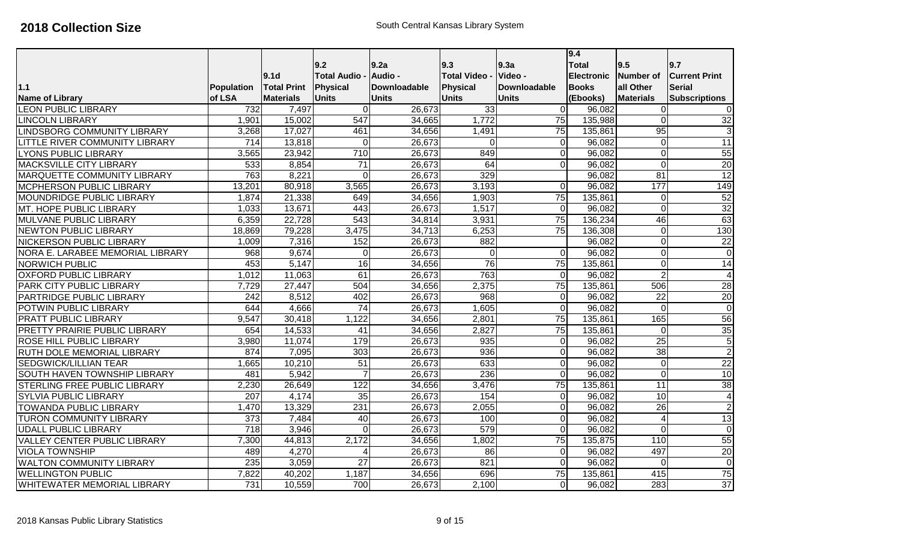# 2018 Collection Size

South Central Kansas Library System

| 1.1 Name of Library | Population of LSA | 9.1d Total Print Materials | 9.2 Total Audio - Physical Units | 9.2a Audio - Downloadable Units | 9.3 Total Video - Physical Units | 9.3a Video - Downloadable Units | 9.4 Total Electronic Books (Ebooks) | 9.5 Number of all Other Materials | 9.7 Current Print Serial Subscriptions |
|---|---|---|---|---|---|---|---|---|---|
| LEON PUBLIC LIBRARY | 732 | 7,497 | 0 | 26,673 | 33 | 0 | 96,082 | 0 | 0 |
| LINCOLN LIBRARY | 1,901 | 15,002 | 547 | 34,665 | 1,772 | 75 | 135,988 | 0 | 32 |
| LINDSBORG COMMUNITY LIBRARY | 3,268 | 17,027 | 461 | 34,656 | 1,491 | 75 | 135,861 | 95 | 3 |
| LITTLE RIVER COMMUNITY LIBRARY | 714 | 13,818 | 0 | 26,673 | 0 | 0 | 96,082 | 0 | 11 |
| LYONS PUBLIC LIBRARY | 3,565 | 23,942 | 710 | 26,673 | 849 | 0 | 96,082 | 0 | 55 |
| MACKSVILLE CITY LIBRARY | 533 | 8,854 | 71 | 26,673 | 64 | 0 | 96,082 | 0 | 20 |
| MARQUETTE COMMUNITY LIBRARY | 763 | 8,221 | 0 | 26,673 | 329 | | 96,082 | 81 | 12 |
| MCPHERSON PUBLIC LIBRARY | 13,201 | 80,918 | 3,565 | 26,673 | 3,193 | 0 | 96,082 | 177 | 149 |
| MOUNDRIDGE PUBLIC LIBRARY | 1,874 | 21,338 | 649 | 34,656 | 1,903 | 75 | 135,861 | 0 | 52 |
| MT. HOPE PUBLIC LIBRARY | 1,033 | 13,671 | 443 | 26,673 | 1,517 | 0 | 96,082 | 0 | 32 |
| MULVANE PUBLIC LIBRARY | 6,359 | 22,728 | 543 | 34,814 | 3,931 | 75 | 136,234 | 46 | 63 |
| NEWTON PUBLIC LIBRARY | 18,869 | 79,228 | 3,475 | 34,713 | 6,253 | 75 | 136,308 | 0 | 130 |
| NICKERSON PUBLIC LIBRARY | 1,009 | 7,316 | 152 | 26,673 | 882 | | 96,082 | 0 | 22 |
| NORA E. LARABEE MEMORIAL LIBRARY | 968 | 9,674 | 0 | 26,673 | 0 | 0 | 96,082 | 0 | 0 |
| NORWICH PUBLIC | 453 | 5,147 | 16 | 34,656 | 76 | 75 | 135,861 | 0 | 14 |
| OXFORD PUBLIC LIBRARY | 1,012 | 11,063 | 61 | 26,673 | 763 | 0 | 96,082 | 2 | 4 |
| PARK CITY PUBLIC LIBRARY | 7,729 | 27,447 | 504 | 34,656 | 2,375 | 75 | 135,861 | 506 | 28 |
| PARTRIDGE PUBLIC LIBRARY | 242 | 8,512 | 402 | 26,673 | 968 | 0 | 96,082 | 22 | 20 |
| POTWIN PUBLIC LIBRARY | 644 | 4,666 | 74 | 26,673 | 1,605 | 0 | 96,082 | 0 | 0 |
| PRATT PUBLIC LIBRARY | 9,547 | 30,418 | 1,122 | 34,656 | 2,801 | 75 | 135,861 | 165 | 56 |
| PRETTY PRAIRIE PUBLIC LIBRARY | 654 | 14,533 | 41 | 34,656 | 2,827 | 75 | 135,861 | 0 | 35 |
| ROSE HILL PUBLIC LIBRARY | 3,980 | 11,074 | 179 | 26,673 | 935 | 0 | 96,082 | 25 | 5 |
| RUTH DOLE MEMORIAL LIBRARY | 874 | 7,095 | 303 | 26,673 | 936 | 0 | 96,082 | 38 | 2 |
| SEDGWICK/LILLIAN TEAR | 1,665 | 10,210 | 51 | 26,673 | 633 | 0 | 96,082 | 0 | 22 |
| SOUTH HAVEN TOWNSHIP LIBRARY | 481 | 5,942 | 7 | 26,673 | 236 | 0 | 96,082 | 0 | 10 |
| STERLING FREE PUBLIC LIBRARY | 2,230 | 26,649 | 122 | 34,656 | 3,476 | 75 | 135,861 | 11 | 38 |
| SYLVIA PUBLIC LIBRARY | 207 | 4,174 | 35 | 26,673 | 154 | 0 | 96,082 | 10 | 4 |
| TOWANDA PUBLIC LIBRARY | 1,470 | 13,329 | 231 | 26,673 | 2,055 | 0 | 96,082 | 26 | 2 |
| TURON COMMUNITY LIBRARY | 373 | 7,484 | 40 | 26,673 | 100 | 0 | 96,082 | 4 | 13 |
| UDALL PUBLIC LIBRARY | 718 | 3,946 | 0 | 26,673 | 579 | 0 | 96,082 | 0 | 0 |
| VALLEY CENTER PUBLIC LIBRARY | 7,300 | 44,813 | 2,172 | 34,656 | 1,802 | 75 | 135,875 | 110 | 55 |
| VIOLA TOWNSHIP | 489 | 4,270 | 4 | 26,673 | 86 | 0 | 96,082 | 497 | 20 |
| WALTON COMMUNITY LIBRARY | 235 | 3,059 | 27 | 26,673 | 821 | 0 | 96,082 | 0 | 0 |
| WELLINGTON PUBLIC | 7,822 | 40,202 | 1,187 | 34,656 | 696 | 75 | 135,861 | 415 | 75 |
| WHITEWATER MEMORIAL LIBRARY | 731 | 10,559 | 700 | 26,673 | 2,100 | 0 | 96,082 | 283 | 37 |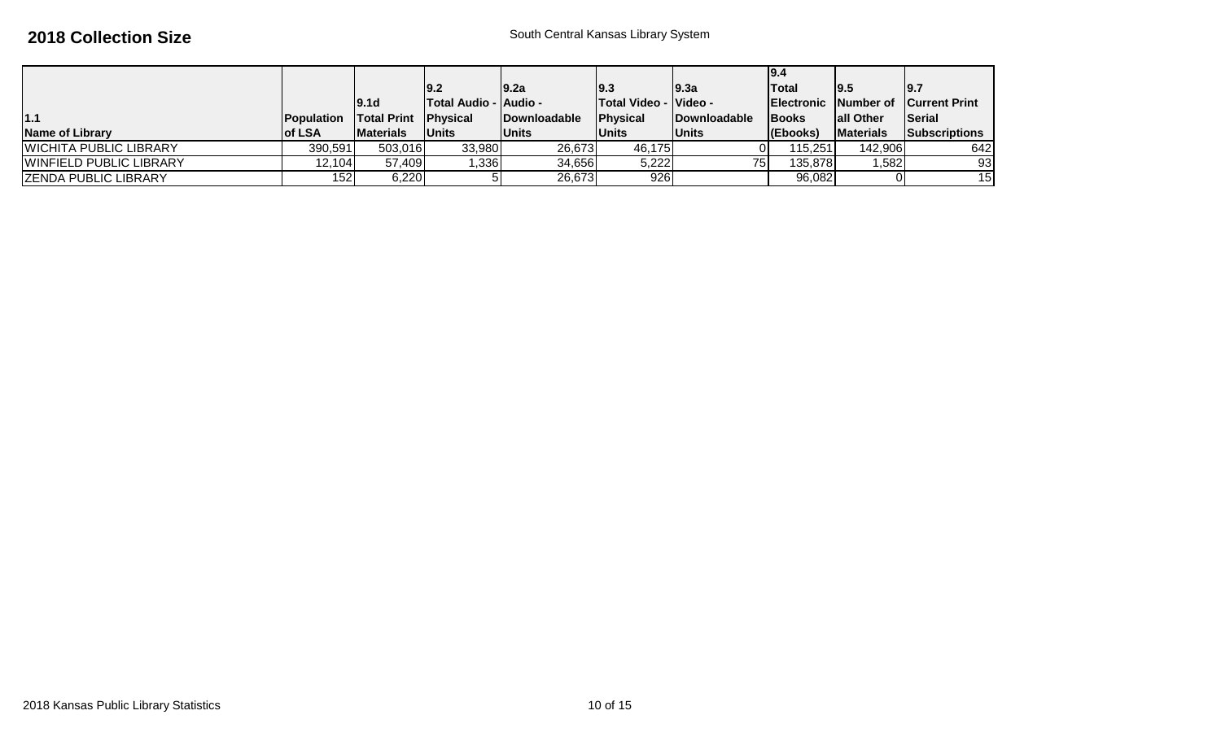## 2018 Collection Size

South Central Kansas Library System

| 1.1 Name of Library | Population of LSA | 9.1d Total Print Materials | 9.2 Total Audio - Physical Units | 9.2a Audio - Downloadable Units | 9.3 Total Video - Physical Units | 9.3a Video - Downloadable Units | 9.4 Total Electronic Books (Ebooks) | 9.5 Number of all Other Materials | 9.7 Current Print Serial Subscriptions |
|---|---|---|---|---|---|---|---|---|---|
| WICHITA PUBLIC LIBRARY | 390,591 | 503,016 | 33,980 | 26,673 | 46,175 | 0 | 115,251 | 142,906 | 642 |
| WINFIELD PUBLIC LIBRARY | 12,104 | 57,409 | 1,336 | 34,656 | 5,222 | 75 | 135,878 | 1,582 | 93 |
| ZENDA PUBLIC LIBRARY | 152 | 6,220 | 5 | 26,673 | 926 | | 96,082 | 0 | 15 |

2018 Kansas Public Library Statistics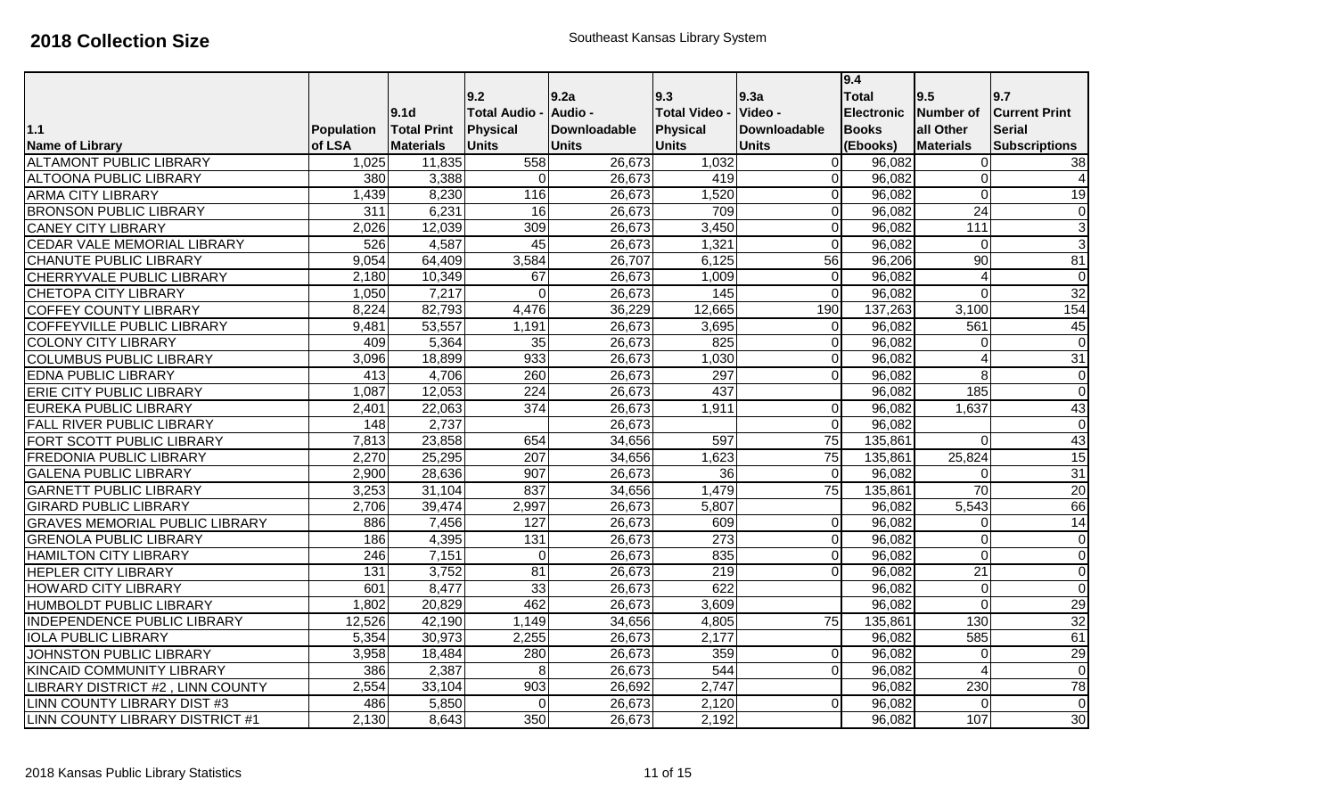# 2018 Collection Size

Southeast Kansas Library System

| 1.1 Name of Library | Population of LSA | 9.1d Total Print Materials | 9.2 Total Audio - Physical Units | 9.2a Audio - Downloadable Units | 9.3 Total Video - Physical Units | 9.3a Video - Downloadable Units | 9.4 Total Electronic Books (Ebooks) | 9.5 Number of all Other Materials | 9.7 Current Print Serial Subscriptions |
|---|---|---|---|---|---|---|---|---|---|
| ALTAMONT PUBLIC LIBRARY | 1,025 | 11,835 | 558 | 26,673 | 1,032 | 0 | 96,082 | 0 | 38 |
| ALTOONA PUBLIC LIBRARY | 380 | 3,388 | 0 | 26,673 | 419 | 0 | 96,082 | 0 | 4 |
| ARMA CITY LIBRARY | 1,439 | 8,230 | 116 | 26,673 | 1,520 | 0 | 96,082 | 0 | 19 |
| BRONSON PUBLIC LIBRARY | 311 | 6,231 | 16 | 26,673 | 709 | 0 | 96,082 | 24 | 0 |
| CANEY CITY LIBRARY | 2,026 | 12,039 | 309 | 26,673 | 3,450 | 0 | 96,082 | 111 | 3 |
| CEDAR VALE MEMORIAL LIBRARY | 526 | 4,587 | 45 | 26,673 | 1,321 | 0 | 96,082 | 0 | 3 |
| CHANUTE PUBLIC LIBRARY | 9,054 | 64,409 | 3,584 | 26,707 | 6,125 | 56 | 96,206 | 90 | 81 |
| CHERRYVALE PUBLIC LIBRARY | 2,180 | 10,349 | 67 | 26,673 | 1,009 | 0 | 96,082 | 4 | 0 |
| CHETOPA CITY LIBRARY | 1,050 | 7,217 | 0 | 26,673 | 145 | 0 | 96,082 | 0 | 32 |
| COFFEY COUNTY LIBRARY | 8,224 | 82,793 | 4,476 | 36,229 | 12,665 | 190 | 137,263 | 3,100 | 154 |
| COFFEYVILLE PUBLIC LIBRARY | 9,481 | 53,557 | 1,191 | 26,673 | 3,695 | 0 | 96,082 | 561 | 45 |
| COLONY CITY LIBRARY | 409 | 5,364 | 35 | 26,673 | 825 | 0 | 96,082 | 0 | 0 |
| COLUMBUS PUBLIC LIBRARY | 3,096 | 18,899 | 933 | 26,673 | 1,030 | 0 | 96,082 | 4 | 31 |
| EDNA PUBLIC LIBRARY | 413 | 4,706 | 260 | 26,673 | 297 | 0 | 96,082 | 8 | 0 |
| ERIE CITY PUBLIC LIBRARY | 1,087 | 12,053 | 224 | 26,673 | 437 | | 96,082 | 185 | 0 |
| EUREKA PUBLIC LIBRARY | 2,401 | 22,063 | 374 | 26,673 | 1,911 | 0 | 96,082 | 1,637 | 43 |
| FALL RIVER PUBLIC LIBRARY | 148 | 2,737 | | 26,673 | | 0 | 96,082 | | 0 |
| FORT SCOTT PUBLIC LIBRARY | 7,813 | 23,858 | 654 | 34,656 | 597 | 75 | 135,861 | 0 | 43 |
| FREDONIA PUBLIC LIBRARY | 2,270 | 25,295 | 207 | 34,656 | 1,623 | 75 | 135,861 | 25,824 | 15 |
| GALENA PUBLIC LIBRARY | 2,900 | 28,636 | 907 | 26,673 | 36 | 0 | 96,082 | 0 | 31 |
| GARNETT PUBLIC LIBRARY | 3,253 | 31,104 | 837 | 34,656 | 1,479 | 75 | 135,861 | 70 | 20 |
| GIRARD PUBLIC LIBRARY | 2,706 | 39,474 | 2,997 | 26,673 | 5,807 | | 96,082 | 5,543 | 66 |
| GRAVES MEMORIAL PUBLIC LIBRARY | 886 | 7,456 | 127 | 26,673 | 609 | 0 | 96,082 | 0 | 14 |
| GRENOLA PUBLIC LIBRARY | 186 | 4,395 | 131 | 26,673 | 273 | 0 | 96,082 | 0 | 0 |
| HAMILTON CITY LIBRARY | 246 | 7,151 | 0 | 26,673 | 835 | 0 | 96,082 | 0 | 0 |
| HEPLER CITY LIBRARY | 131 | 3,752 | 81 | 26,673 | 219 | 0 | 96,082 | 21 | 0 |
| HOWARD CITY LIBRARY | 601 | 8,477 | 33 | 26,673 | 622 | | 96,082 | 0 | 0 |
| HUMBOLDT PUBLIC LIBRARY | 1,802 | 20,829 | 462 | 26,673 | 3,609 | | 96,082 | 0 | 29 |
| INDEPENDENCE PUBLIC LIBRARY | 12,526 | 42,190 | 1,149 | 34,656 | 4,805 | 75 | 135,861 | 130 | 32 |
| IOLA PUBLIC LIBRARY | 5,354 | 30,973 | 2,255 | 26,673 | 2,177 | | 96,082 | 585 | 61 |
| JOHNSTON PUBLIC LIBRARY | 3,958 | 18,484 | 280 | 26,673 | 359 | 0 | 96,082 | 0 | 29 |
| KINCAID COMMUNITY LIBRARY | 386 | 2,387 | 8 | 26,673 | 544 | 0 | 96,082 | 4 | 0 |
| LIBRARY DISTRICT #2 , LINN COUNTY | 2,554 | 33,104 | 903 | 26,692 | 2,747 | | 96,082 | 230 | 78 |
| LINN COUNTY LIBRARY DIST #3 | 486 | 5,850 | 0 | 26,673 | 2,120 | 0 | 96,082 | 0 | 0 |
| LINN COUNTY LIBRARY DISTRICT #1 | 2,130 | 8,643 | 350 | 26,673 | 2,192 | | 96,082 | 107 | 30 |

2018 Kansas Public Library Statistics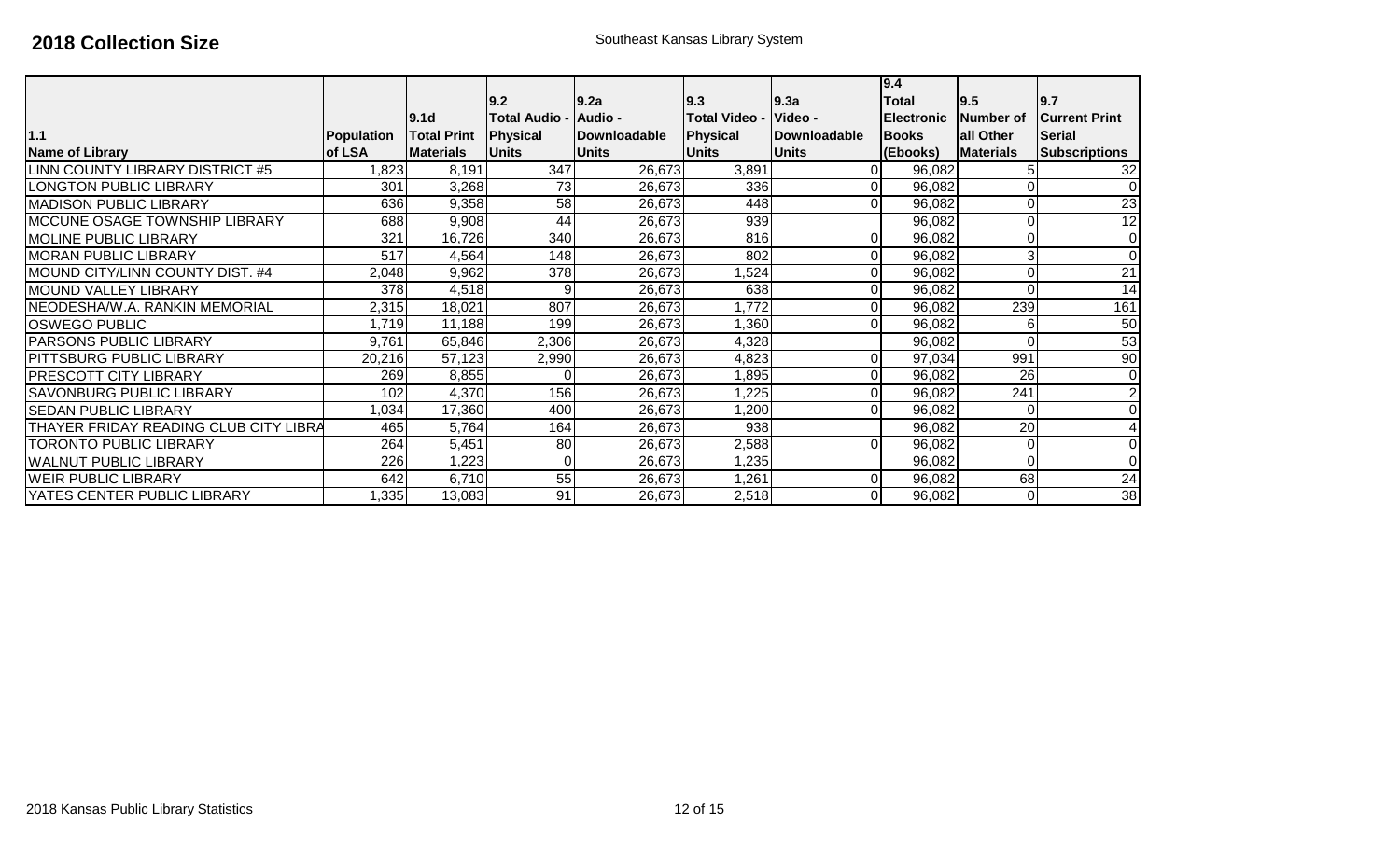# 2018 Collection Size

Southeast Kansas Library System

| 1.1 Name of Library | Population of LSA | 9.1d Total Print Materials | 9.2 Total Audio - Physical Units | 9.2a Audio - Downloadable Units | 9.3 Total Video - Physical Units | 9.3a Video - Downloadable Units | 9.4 Total Electronic Books (Ebooks) | 9.5 Number of all Other Materials | 9.7 Current Print Serial Subscriptions |
|---|---|---|---|---|---|---|---|---|---|
| LINN COUNTY LIBRARY DISTRICT #5 | 1,823 | 8,191 | 347 | 26,673 | 3,891 | 0 | 96,082 | 5 | 32 |
| LONGTON PUBLIC LIBRARY | 301 | 3,268 | 73 | 26,673 | 336 | 0 | 96,082 | 0 | 0 |
| MADISON PUBLIC LIBRARY | 636 | 9,358 | 58 | 26,673 | 448 | 0 | 96,082 | 0 | 23 |
| MCCUNE OSAGE TOWNSHIP LIBRARY | 688 | 9,908 | 44 | 26,673 | 939 | | 96,082 | 0 | 12 |
| MOLINE PUBLIC LIBRARY | 321 | 16,726 | 340 | 26,673 | 816 | 0 | 96,082 | 0 | 0 |
| MORAN PUBLIC LIBRARY | 517 | 4,564 | 148 | 26,673 | 802 | 0 | 96,082 | 3 | 0 |
| MOUND CITY/LINN COUNTY DIST. #4 | 2,048 | 9,962 | 378 | 26,673 | 1,524 | 0 | 96,082 | 0 | 21 |
| MOUND VALLEY LIBRARY | 378 | 4,518 | 9 | 26,673 | 638 | 0 | 96,082 | 0 | 14 |
| NEODESHA/W.A. RANKIN MEMORIAL | 2,315 | 18,021 | 807 | 26,673 | 1,772 | 0 | 96,082 | 239 | 161 |
| OSWEGO PUBLIC | 1,719 | 11,188 | 199 | 26,673 | 1,360 | 0 | 96,082 | 6 | 50 |
| PARSONS PUBLIC LIBRARY | 9,761 | 65,846 | 2,306 | 26,673 | 4,328 | | 96,082 | 0 | 53 |
| PITTSBURG PUBLIC LIBRARY | 20,216 | 57,123 | 2,990 | 26,673 | 4,823 | 0 | 97,034 | 991 | 90 |
| PRESCOTT CITY LIBRARY | 269 | 8,855 | 0 | 26,673 | 1,895 | 0 | 96,082 | 26 | 0 |
| SAVONBURG PUBLIC LIBRARY | 102 | 4,370 | 156 | 26,673 | 1,225 | 0 | 96,082 | 241 | 2 |
| SEDAN PUBLIC LIBRARY | 1,034 | 17,360 | 400 | 26,673 | 1,200 | 0 | 96,082 | 0 | 0 |
| THAYER FRIDAY READING CLUB CITY LIBRA | 465 | 5,764 | 164 | 26,673 | 938 | | 96,082 | 20 | 4 |
| TORONTO PUBLIC LIBRARY | 264 | 5,451 | 80 | 26,673 | 2,588 | 0 | 96,082 | 0 | 0 |
| WALNUT PUBLIC LIBRARY | 226 | 1,223 | 0 | 26,673 | 1,235 | | 96,082 | 0 | 0 |
| WEIR PUBLIC LIBRARY | 642 | 6,710 | 55 | 26,673 | 1,261 | 0 | 96,082 | 68 | 24 |
| YATES CENTER PUBLIC LIBRARY | 1,335 | 13,083 | 91 | 26,673 | 2,518 | 0 | 96,082 | 0 | 38 |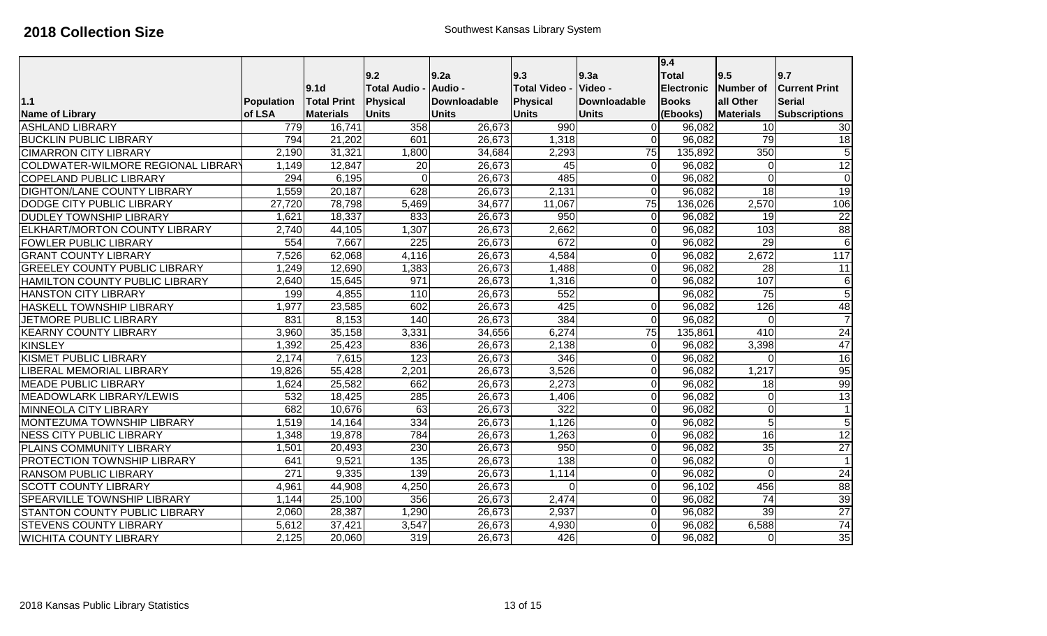# 2018 Collection Size

Southwest Kansas Library System

| 1.1 Name of Library | Population of LSA | 9.1d Total Print Materials | 9.2 Total Audio - Physical Units | 9.2a Audio - Downloadable Units | 9.3 Total Video - Physical Units | 9.3a Video - Downloadable Units | 9.4 Total Electronic Books (Ebooks) | 9.5 Number of all Other Materials | 9.7 Current Print Serial Subscriptions |
|---|---|---|---|---|---|---|---|---|---|
| ASHLAND LIBRARY | 779 | 16,741 | 358 | 26,673 | 990 | 0 | 96,082 | 10 | 30 |
| BUCKLIN PUBLIC LIBRARY | 794 | 21,202 | 601 | 26,673 | 1,318 | 0 | 96,082 | 79 | 18 |
| CIMARRON CITY LIBRARY | 2,190 | 31,321 | 1,800 | 34,684 | 2,293 | 75 | 135,892 | 350 | 5 |
| COLDWATER-WILMORE REGIONAL LIBRARY | 1,149 | 12,847 | 20 | 26,673 | 45 | 0 | 96,082 | 0 | 12 |
| COPELAND PUBLIC LIBRARY | 294 | 6,195 | 0 | 26,673 | 485 | 0 | 96,082 | 0 | 0 |
| DIGHTON/LANE COUNTY LIBRARY | 1,559 | 20,187 | 628 | 26,673 | 2,131 | 0 | 96,082 | 18 | 19 |
| DODGE CITY PUBLIC LIBRARY | 27,720 | 78,798 | 5,469 | 34,677 | 11,067 | 75 | 136,026 | 2,570 | 106 |
| DUDLEY TOWNSHIP LIBRARY | 1,621 | 18,337 | 833 | 26,673 | 950 | 0 | 96,082 | 19 | 22 |
| ELKHART/MORTON COUNTY LIBRARY | 2,740 | 44,105 | 1,307 | 26,673 | 2,662 | 0 | 96,082 | 103 | 88 |
| FOWLER PUBLIC LIBRARY | 554 | 7,667 | 225 | 26,673 | 672 | 0 | 96,082 | 29 | 6 |
| GRANT COUNTY LIBRARY | 7,526 | 62,068 | 4,116 | 26,673 | 4,584 | 0 | 96,082 | 2,672 | 117 |
| GREELEY COUNTY PUBLIC LIBRARY | 1,249 | 12,690 | 1,383 | 26,673 | 1,488 | 0 | 96,082 | 28 | 11 |
| HAMILTON COUNTY PUBLIC LIBRARY | 2,640 | 15,645 | 971 | 26,673 | 1,316 | 0 | 96,082 | 107 | 6 |
| HANSTON CITY LIBRARY | 199 | 4,855 | 110 | 26,673 | 552 | | 96,082 | 75 | 5 |
| HASKELL TOWNSHIP LIBRARY | 1,977 | 23,585 | 602 | 26,673 | 425 | 0 | 96,082 | 126 | 48 |
| JETMORE PUBLIC LIBRARY | 831 | 8,153 | 140 | 26,673 | 384 | 0 | 96,082 | 0 | 7 |
| KEARNY COUNTY LIBRARY | 3,960 | 35,158 | 3,331 | 34,656 | 6,274 | 75 | 135,861 | 410 | 24 |
| KINSLEY | 1,392 | 25,423 | 836 | 26,673 | 2,138 | 0 | 96,082 | 3,398 | 47 |
| KISMET PUBLIC LIBRARY | 2,174 | 7,615 | 123 | 26,673 | 346 | 0 | 96,082 | 0 | 16 |
| LIBERAL MEMORIAL LIBRARY | 19,826 | 55,428 | 2,201 | 26,673 | 3,526 | 0 | 96,082 | 1,217 | 95 |
| MEADE PUBLIC LIBRARY | 1,624 | 25,582 | 662 | 26,673 | 2,273 | 0 | 96,082 | 18 | 99 |
| MEADOWLARK LIBRARY/LEWIS | 532 | 18,425 | 285 | 26,673 | 1,406 | 0 | 96,082 | 0 | 13 |
| MINNEOLA CITY LIBRARY | 682 | 10,676 | 63 | 26,673 | 322 | 0 | 96,082 | 0 | 1 |
| MONTEZUMA TOWNSHIP LIBRARY | 1,519 | 14,164 | 334 | 26,673 | 1,126 | 0 | 96,082 | 5 | 5 |
| NESS CITY PUBLIC LIBRARY | 1,348 | 19,878 | 784 | 26,673 | 1,263 | 0 | 96,082 | 16 | 12 |
| PLAINS COMMUNITY LIBRARY | 1,501 | 20,493 | 230 | 26,673 | 950 | 0 | 96,082 | 35 | 27 |
| PROTECTION TOWNSHIP LIBRARY | 641 | 9,521 | 135 | 26,673 | 138 | 0 | 96,082 | 0 | 1 |
| RANSOM PUBLIC LIBRARY | 271 | 9,335 | 139 | 26,673 | 1,114 | 0 | 96,082 | 0 | 24 |
| SCOTT COUNTY LIBRARY | 4,961 | 44,908 | 4,250 | 26,673 | 0 | 0 | 96,102 | 456 | 88 |
| SPEARVILLE TOWNSHIP LIBRARY | 1,144 | 25,100 | 356 | 26,673 | 2,474 | 0 | 96,082 | 74 | 39 |
| STANTON COUNTY PUBLIC LIBRARY | 2,060 | 28,387 | 1,290 | 26,673 | 2,937 | 0 | 96,082 | 39 | 27 |
| STEVENS COUNTY LIBRARY | 5,612 | 37,421 | 3,547 | 26,673 | 4,930 | 0 | 96,082 | 6,588 | 74 |
| WICHITA COUNTY LIBRARY | 2,125 | 20,060 | 319 | 26,673 | 426 | 0 | 96,082 | 0 | 35 |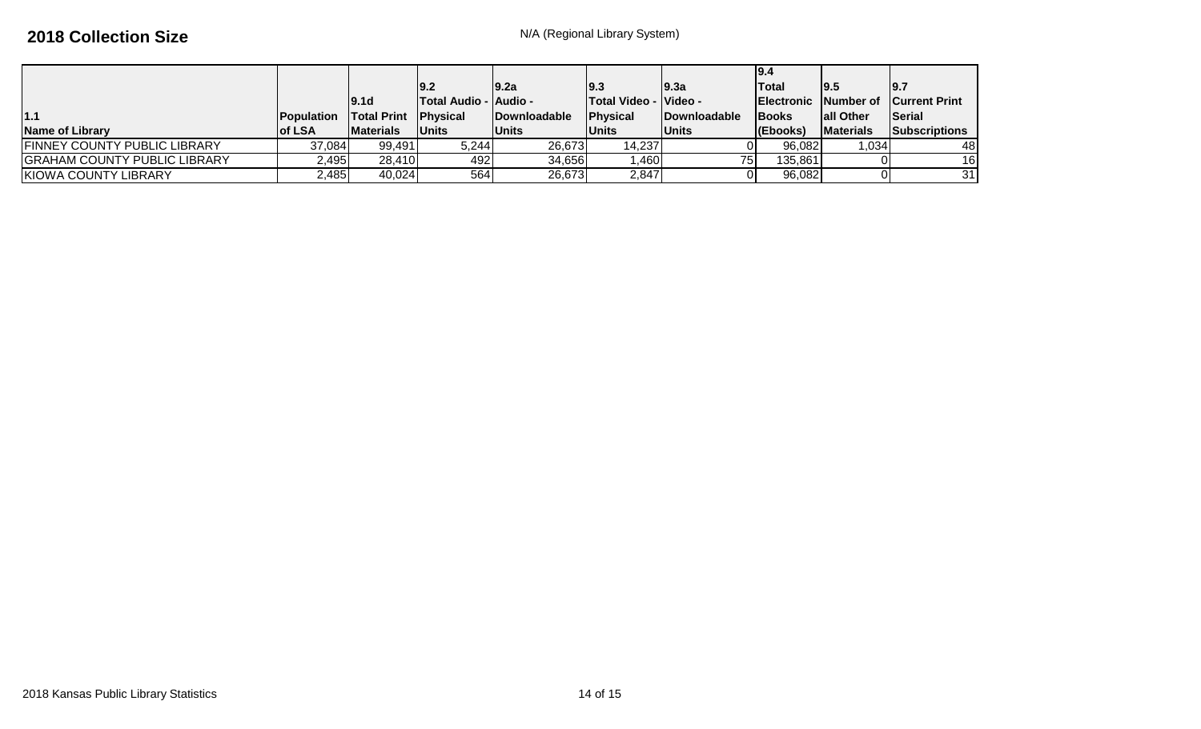## 2018 Collection Size

N/A (Regional Library System)

| 1.1 Name of Library | Population of LSA | 9.1d Total Print Materials | 9.2 Total Audio - Physical Units | 9.2a Audio - Downloadable Units | 9.3 Total Video - Physical Units | 9.3a Video - Downloadable Units | 9.4 Total Electronic Books (Ebooks) | 9.5 Number of all Other Materials | 9.7 Current Print Serial Subscriptions |
|---|---|---|---|---|---|---|---|---|---|
| FINNEY COUNTY PUBLIC LIBRARY | 37,084 | 99,491 | 5,244 | 26,673 | 14,237 | 0 | 96,082 | 1,034 | 48 |
| GRAHAM COUNTY PUBLIC LIBRARY | 2,495 | 28,410 | 492 | 34,656 | 1,460 | 75 | 135,861 | 0 | 16 |
| KIOWA COUNTY LIBRARY | 2,485 | 40,024 | 564 | 26,673 | 2,847 | 0 | 96,082 | 0 | 31 |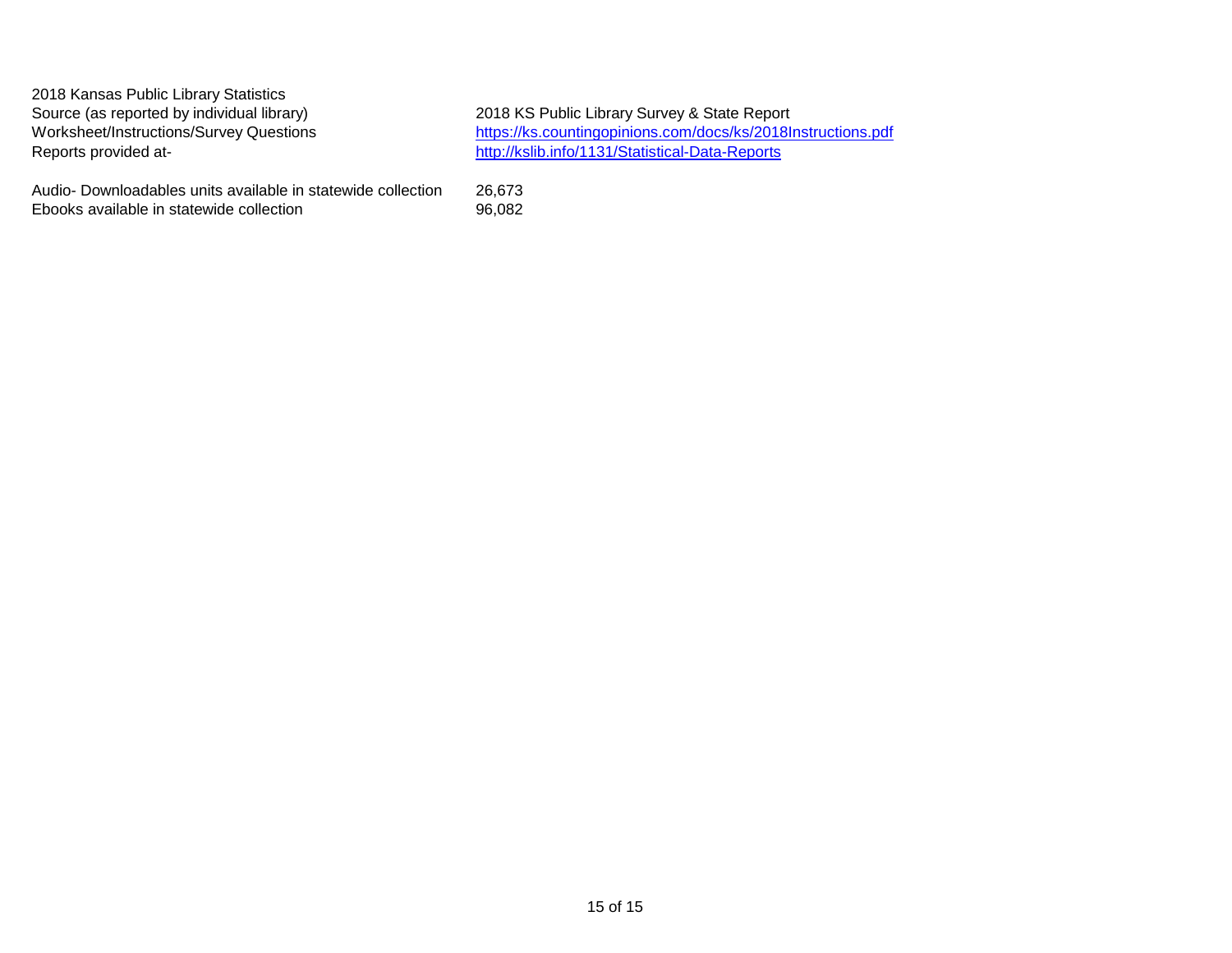| | |
|---|---|
| 2018 Kansas Public Library Statistics | |
| Source (as reported by individual library) | 2018 KS Public Library Survey & State Report |
| Worksheet/Instructions/Survey Questions | https://ks.countingopinions.com/docs/ks/2018Instructions.pdf |
| Reports provided at- | http://kslib.info/1131/Statistical-Data-Reports |
| | |
| Audio- Downloadables units available in statewide collection | 26,673 |
| Ebooks available in statewide collection | 96,082 |